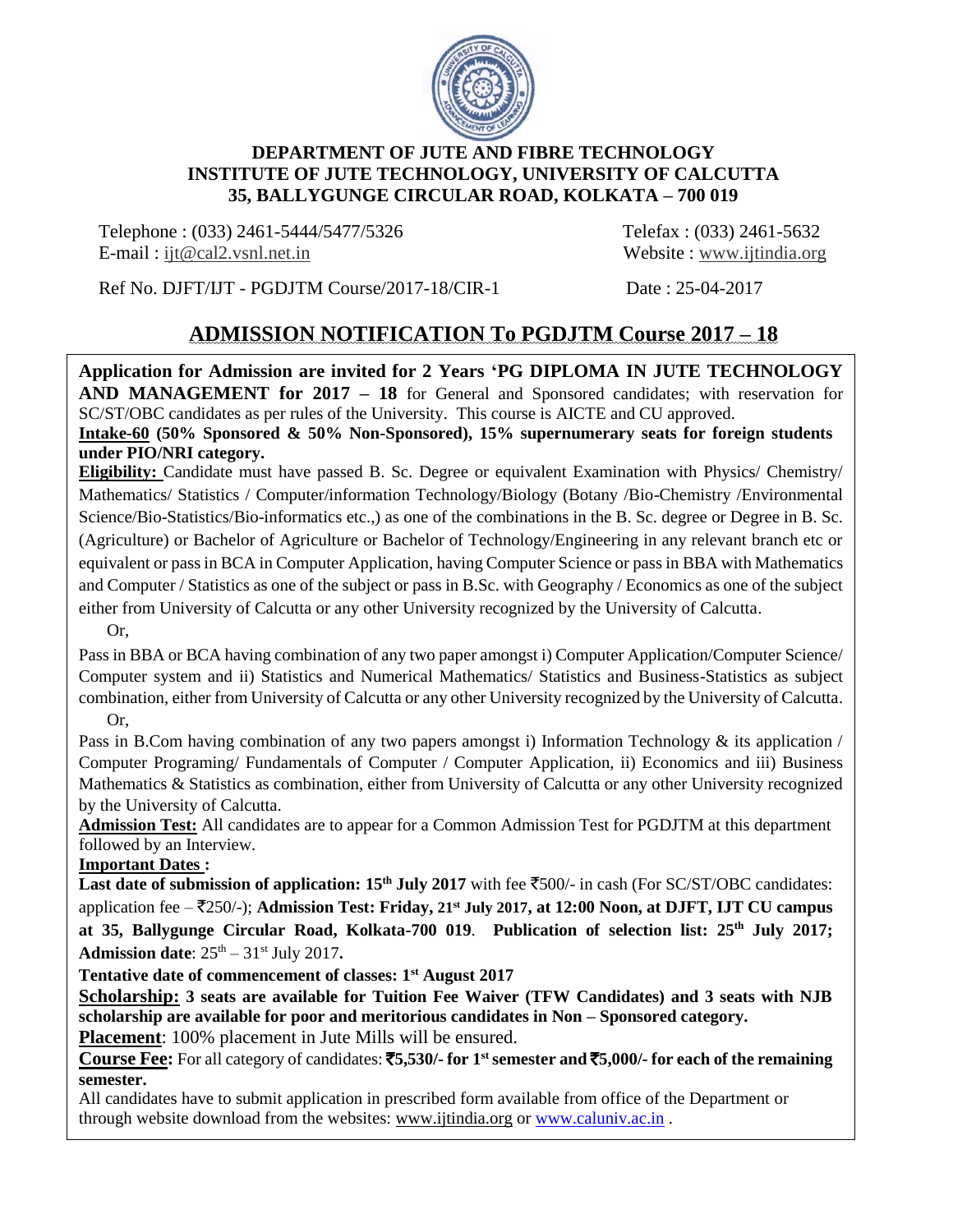**DEPARTMENT OF JUTE AND FIBRE TECHNOLOGY**
**INSTITUTE OF JUTE TECHNOLOGY, UNIVERSITY OF CALCUTTA**
**35, BALLYGUNGE CIRCULAR ROAD, KOLKATA – 700 019**

Telephone : (033) 2461-5444/5477/5326 Telefax : (033) 2461-5632
E-mail : ijt@cal2.vsnl.net.in Website : www.ijtindia.org

Ref No. DJFT/IJT - PGDJTM Course/2017-18/CIR-1 Date : 25-04-2017

# ADMISSION NOTIFICATION To PGDJTM Course 2017 – 18

**Application for Admission are invited for 2 Years 'PG DIPLOMA IN JUTE TECHNOLOGY AND MANAGEMENT for 2017 – 18** for General and Sponsored candidates; with reservation for SC/ST/OBC candidates as per rules of the University. This course is AICTE and CU approved.

**Intake-60 (50% Sponsored & 50% Non-Sponsored), 15% supernumerary seats for foreign students under PIO/NRI category.**

**Eligibility:** Candidate must have passed B. Sc. Degree or equivalent Examination with Physics/ Chemistry/ Mathematics/ Statistics / Computer/information Technology/Biology (Botany /Bio-Chemistry /Environmental Science/Bio-Statistics/Bio-informatics etc.,) as one of the combinations in the B. Sc. degree or Degree in B. Sc. (Agriculture) or Bachelor of Agriculture or Bachelor of Technology/Engineering in any relevant branch etc or equivalent or pass in BCA in Computer Application, having Computer Science or pass in BBA with Mathematics and Computer / Statistics as one of the subject or pass in B.Sc. with Geography / Economics as one of the subject either from University of Calcutta or any other University recognized by the University of Calcutta.

Or,

Pass in BBA or BCA having combination of any two paper amongst i) Computer Application/Computer Science/ Computer system and ii) Statistics and Numerical Mathematics/ Statistics and Business-Statistics as subject combination, either from University of Calcutta or any other University recognized by the University of Calcutta.

Or,

Pass in B.Com having combination of any two papers amongst i) Information Technology & its application / Computer Programing/ Fundamentals of Computer / Computer Application, ii) Economics and iii) Business Mathematics & Statistics as combination, either from University of Calcutta or any other University recognized by the University of Calcutta.

**Admission Test:** All candidates are to appear for a Common Admission Test for PGDJTM at this department followed by an Interview.

**Important Dates :**

**Last date of submission of application: 15th July 2017** with fee ₹500/- in cash (For SC/ST/OBC candidates: application fee – ₹250/-); **Admission Test: Friday, 21st July 2017, at 12:00 Noon, at DJFT, IJT CU campus at 35, Ballygunge Circular Road, Kolkata-700 019**. **Publication of selection list: 25th July 2017; Admission date**: 25th – 31st July 2017**.**

**Tentative date of commencement of classes: 1st August 2017**

**Scholarship: 3 seats are available for Tuition Fee Waiver (TFW Candidates) and 3 seats with NJB scholarship are available for poor and meritorious candidates in Non – Sponsored category.**

**Placement**: 100% placement in Jute Mills will be ensured.

**Course Fee:** For all category of candidates: **₹5,530/- for 1st semester and ₹5,000/- for each of the remaining semester.**

All candidates have to submit application in prescribed form available from office of the Department or through website download from the websites: www.ijtindia.org or www.caluniv.ac.in .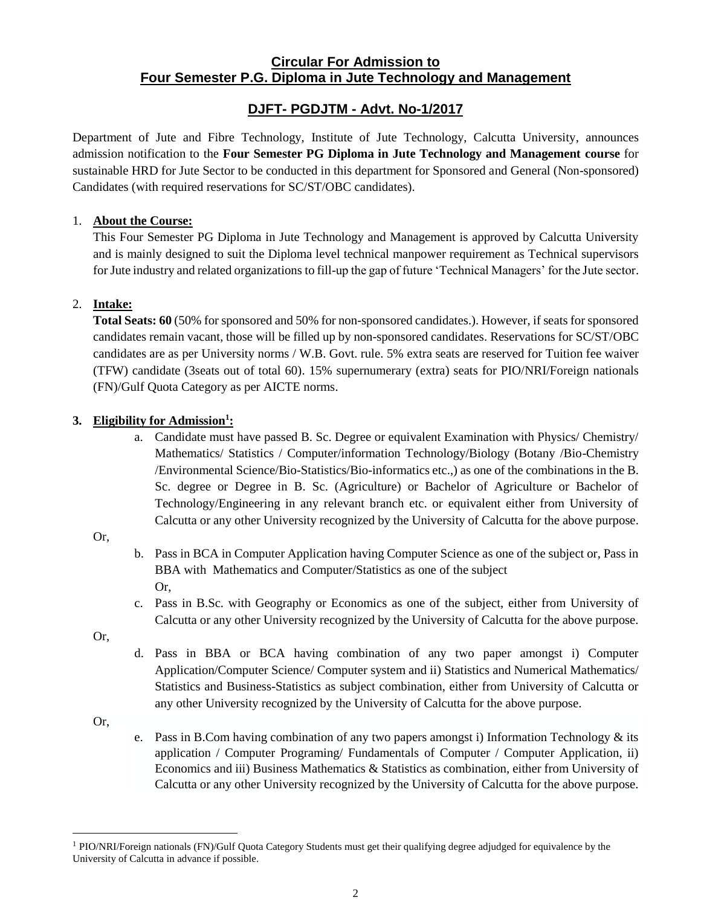# Circular For Admission to Four Semester P.G. Diploma in Jute Technology and Management

## DJFT- PGDJTM - Advt. No-1/2017

Department of Jute and Fibre Technology, Institute of Jute Technology, Calcutta University, announces admission notification to the **Four Semester PG Diploma in Jute Technology and Management course** for sustainable HRD for Jute Sector to be conducted in this department for Sponsored and General (Non-sponsored) Candidates (with required reservations for SC/ST/OBC candidates).

1. **About the Course:**

   This Four Semester PG Diploma in Jute Technology and Management is approved by Calcutta University and is mainly designed to suit the Diploma level technical manpower requirement as Technical supervisors for Jute industry and related organizations to fill-up the gap of future 'Technical Managers' for the Jute sector.

2. **Intake:**

   **Total Seats: 60** (50% for sponsored and 50% for non-sponsored candidates.). However, if seats for sponsored candidates remain vacant, those will be filled up by non-sponsored candidates. Reservations for SC/ST/OBC candidates are as per University norms / W.B. Govt. rule. 5% extra seats are reserved for Tuition fee waiver (TFW) candidate (3seats out of total 60). 15% supernumerary (extra) seats for PIO/NRI/Foreign nationals (FN)/Gulf Quota Category as per AICTE norms.

3. **Eligibility for Admission[1]:**

   a. Candidate must have passed B. Sc. Degree or equivalent Examination with Physics/ Chemistry/ Mathematics/ Statistics / Computer/information Technology/Biology (Botany /Bio-Chemistry /Environmental Science/Bio-Statistics/Bio-informatics etc.,) as one of the combinations in the B. Sc. degree or Degree in B. Sc. (Agriculture) or Bachelor of Agriculture or Bachelor of Technology/Engineering in any relevant branch etc. or equivalent either from University of Calcutta or any other University recognized by the University of Calcutta for the above purpose.

   Or,

   b. Pass in BCA in Computer Application having Computer Science as one of the subject or, Pass in BBA with Mathematics and Computer/Statistics as one of the subject

   Or,

   c. Pass in B.Sc. with Geography or Economics as one of the subject, either from University of Calcutta or any other University recognized by the University of Calcutta for the above purpose.

   Or,

   d. Pass in BBA or BCA having combination of any two paper amongst i) Computer Application/Computer Science/ Computer system and ii) Statistics and Numerical Mathematics/ Statistics and Business-Statistics as subject combination, either from University of Calcutta or any other University recognized by the University of Calcutta for the above purpose.

   Or,

   e. Pass in B.Com having combination of any two papers amongst i) Information Technology & its application / Computer Programing/ Fundamentals of Computer / Computer Application, ii) Economics and iii) Business Mathematics & Statistics as combination, either from University of Calcutta or any other University recognized by the University of Calcutta for the above purpose.

---

[1] PIO/NRI/Foreign nationals (FN)/Gulf Quota Category Students must get their qualifying degree adjudged for equivalence by the University of Calcutta in advance if possible.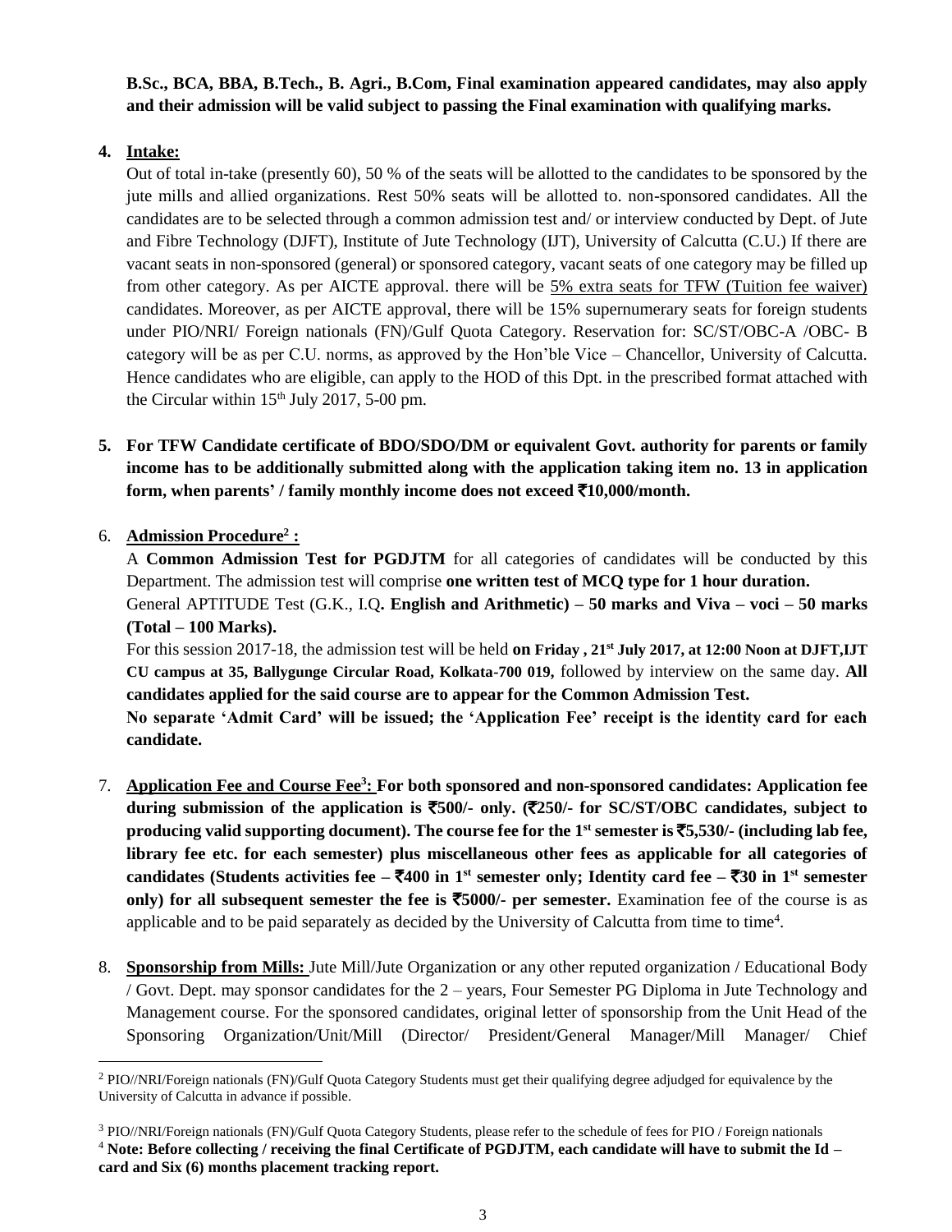**B.Sc., BCA, BBA, B.Tech., B. Agri., B.Com, Final examination appeared candidates, may also apply and their admission will be valid subject to passing the Final examination with qualifying marks.**

4. **Intake:**

   Out of total in-take (presently 60), 50 % of the seats will be allotted to the candidates to be sponsored by the jute mills and allied organizations. Rest 50% seats will be allotted to. non-sponsored candidates. All the candidates are to be selected through a common admission test and/ or interview conducted by Dept. of Jute and Fibre Technology (DJFT), Institute of Jute Technology (IJT), University of Calcutta (C.U.) If there are vacant seats in non-sponsored (general) or sponsored category, vacant seats of one category may be filled up from other category. As per AICTE approval. there will be 5% extra seats for TFW (Tuition fee waiver) candidates. Moreover, as per AICTE approval, there will be 15% supernumerary seats for foreign students under PIO/NRI/ Foreign nationals (FN)/Gulf Quota Category. Reservation for: SC/ST/OBC-A /OBC- B category will be as per C.U. norms, as approved by the Hon'ble Vice – Chancellor, University of Calcutta. Hence candidates who are eligible, can apply to the HOD of this Dpt. in the prescribed format attached with the Circular within 15th July 2017, 5-00 pm.

5. **For TFW Candidate certificate of BDO/SDO/DM or equivalent Govt. authority for parents or family income has to be additionally submitted along with the application taking item no. 13 in application form, when parents' / family monthly income does not exceed ₹10,000/month.**

6. **Admission Procedure[2] :**

   A **Common Admission Test for PGDJTM** for all categories of candidates will be conducted by this Department. The admission test will comprise **one written test of MCQ type for 1 hour duration.**

   General APTITUDE Test (G.K., I.Q**. English and Arithmetic) – 50 marks and Viva – voci – 50 marks (Total – 100 Marks).**

   For this session 2017-18, the admission test will be held **on Friday , 21st July 2017, at 12:00 Noon at DJFT,IJT CU campus at 35, Ballygunge Circular Road, Kolkata-700 019,** followed by interview on the same day. **All candidates applied for the said course are to appear for the Common Admission Test.**

   **No separate 'Admit Card' will be issued; the 'Application Fee' receipt is the identity card for each candidate.**

7. **Application Fee and Course Fee[3]: For both sponsored and non-sponsored candidates: Application fee during submission of the application is ₹500/- only. (₹250/- for SC/ST/OBC candidates, subject to producing valid supporting document). The course fee for the 1st semester is ₹5,530/- (including lab fee, library fee etc. for each semester) plus miscellaneous other fees as applicable for all categories of candidates (Students activities fee – ₹400 in 1st semester only; Identity card fee – ₹30 in 1st semester only) for all subsequent semester the fee is ₹5000/- per semester.** Examination fee of the course is as applicable and to be paid separately as decided by the University of Calcutta from time to time[4].

8. **Sponsorship from Mills:** Jute Mill/Jute Organization or any other reputed organization / Educational Body / Govt. Dept. may sponsor candidates for the 2 – years, Four Semester PG Diploma in Jute Technology and Management course. For the sponsored candidates, original letter of sponsorship from the Unit Head of the Sponsoring Organization/Unit/Mill (Director/ President/General Manager/Mill Manager/ Chief

---

[2] PIO//NRI/Foreign nationals (FN)/Gulf Quota Category Students must get their qualifying degree adjudged for equivalence by the University of Calcutta in advance if possible.

[3] PIO//NRI/Foreign nationals (FN)/Gulf Quota Category Students, please refer to the schedule of fees for PIO / Foreign nationals

[4] **Note: Before collecting / receiving the final Certificate of PGDJTM, each candidate will have to submit the Id – card and Six (6) months placement tracking report.**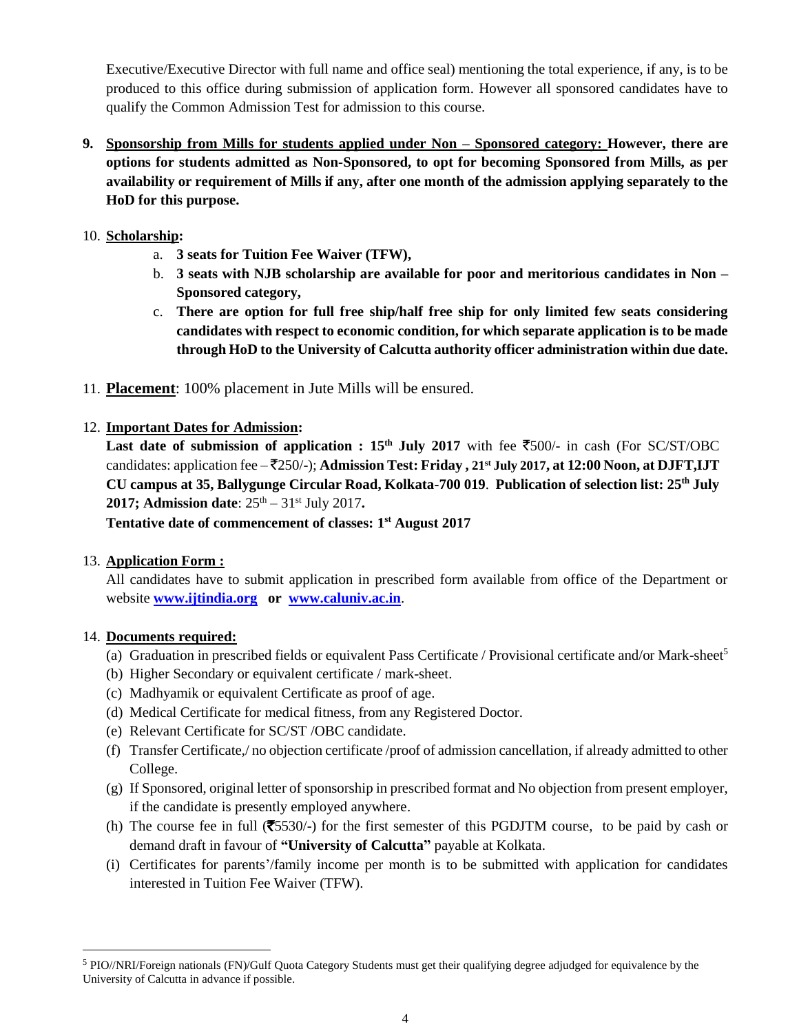Executive/Executive Director with full name and office seal) mentioning the total experience, if any, is to be produced to this office during submission of application form. However all sponsored candidates have to qualify the Common Admission Test for admission to this course.

9. **<u>Sponsorship from Mills for students applied under Non – Sponsored category:</u> However, there are options for students admitted as Non-Sponsored, to opt for becoming Sponsored from Mills, as per availability or requirement of Mills if any, after one month of the admission applying separately to the HoD for this purpose.**

10. **<u>Scholarship</u>:**
    a. **3 seats for Tuition Fee Waiver (TFW),**
    b. **3 seats with NJB scholarship are available for poor and meritorious candidates in Non – Sponsored category,**
    c. **There are option for full free ship/half free ship for only limited few seats considering candidates with respect to economic condition, for which separate application is to be made through HoD to the University of Calcutta authority officer administration within due date.**

11. **<u>Placement</u>**: 100% placement in Jute Mills will be ensured.

12. **<u>Important Dates for Admission</u>:**
    **Last date of submission of application : 15th July 2017** with fee ₹500/- in cash (For SC/ST/OBC candidates: application fee – ₹250/-); **Admission Test: Friday , 21st July 2017, at 12:00 Noon, at DJFT,IJT CU campus at 35, Ballygunge Circular Road, Kolkata-700 019**. **Publication of selection list: 25th July 2017; Admission date**: 25th – 31st July 2017**.**
    **Tentative date of commencement of classes: 1st August 2017**

13. **<u>Application Form :</u>**
    All candidates have to submit application in prescribed form available from office of the Department or website **www.ijtindia.org** **or** **www.caluniv.ac.in**.

14. **<u>Documents required:</u>**
    (a) Graduation in prescribed fields or equivalent Pass Certificate / Provisional certificate and/or Mark-sheet[5]
    (b) Higher Secondary or equivalent certificate / mark-sheet.
    (c) Madhyamik or equivalent Certificate as proof of age.
    (d) Medical Certificate for medical fitness, from any Registered Doctor.
    (e) Relevant Certificate for SC/ST /OBC candidate.
    (f) Transfer Certificate,/ no objection certificate /proof of admission cancellation, if already admitted to other College.
    (g) If Sponsored, original letter of sponsorship in prescribed format and No objection from present employer, if the candidate is presently employed anywhere.
    (h) The course fee in full (₹5530/-) for the first semester of this PGDJTM course, to be paid by cash or demand draft in favour of **"University of Calcutta"** payable at Kolkata.
    (i) Certificates for parents'/family income per month is to be submitted with application for candidates interested in Tuition Fee Waiver (TFW).

---

[5] PIO//NRI/Foreign nationals (FN)/Gulf Quota Category Students must get their qualifying degree adjudged for equivalence by the University of Calcutta in advance if possible.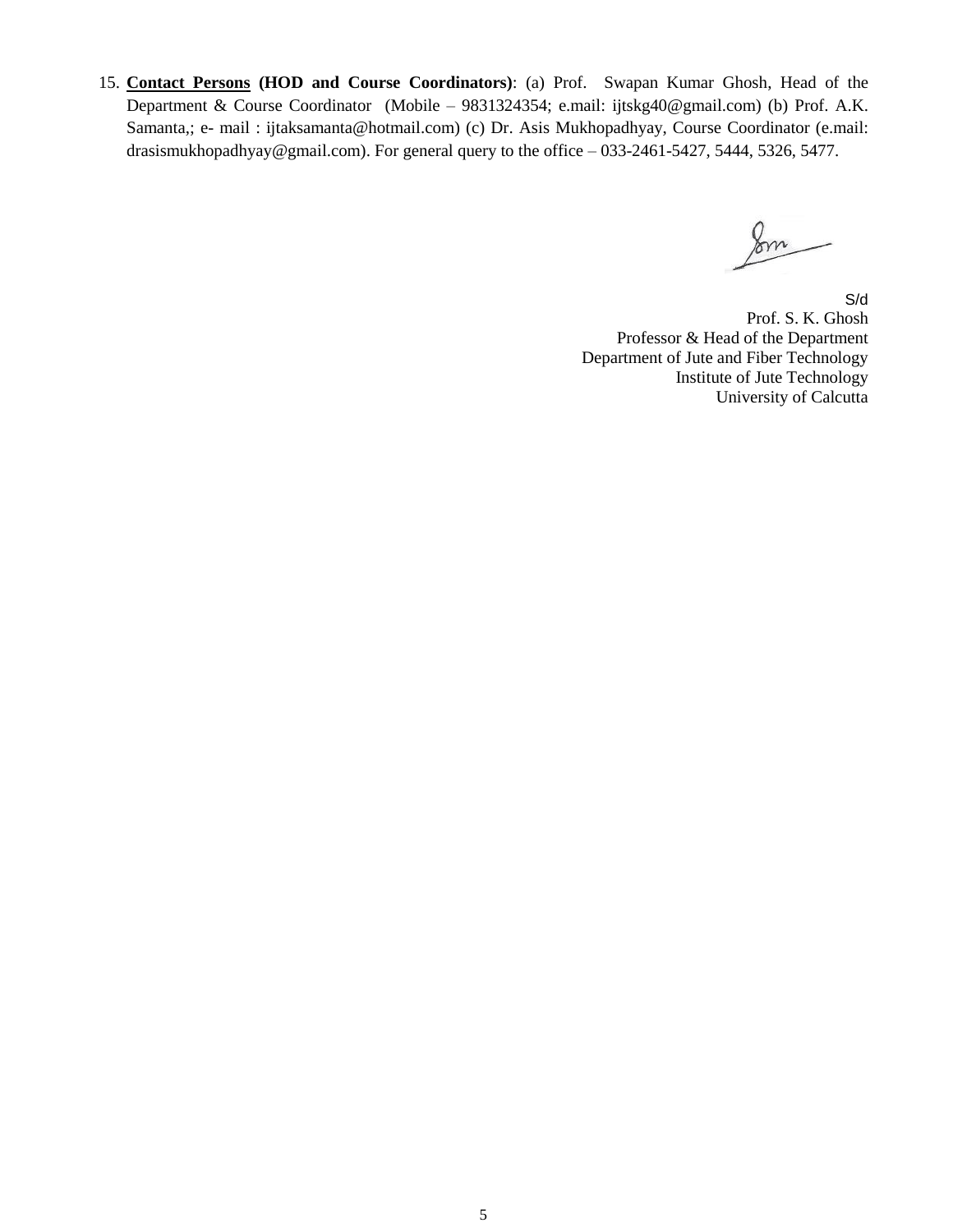15. **Contact Persons (HOD and Course Coordinators)**: (a) Prof. Swapan Kumar Ghosh, Head of the Department & Course Coordinator (Mobile – 9831324354; e.mail: ijtskg40@gmail.com) (b) Prof. A.K. Samanta,; e- mail : ijtaksamanta@hotmail.com) (c) Dr. Asis Mukhopadhyay, Course Coordinator (e.mail: drasismukhopadhyay@gmail.com). For general query to the office – 033-2461-5427, 5444, 5326, 5477.

S/d
Prof. S. K. Ghosh
Professor & Head of the Department
Department of Jute and Fiber Technology
Institute of Jute Technology
University of Calcutta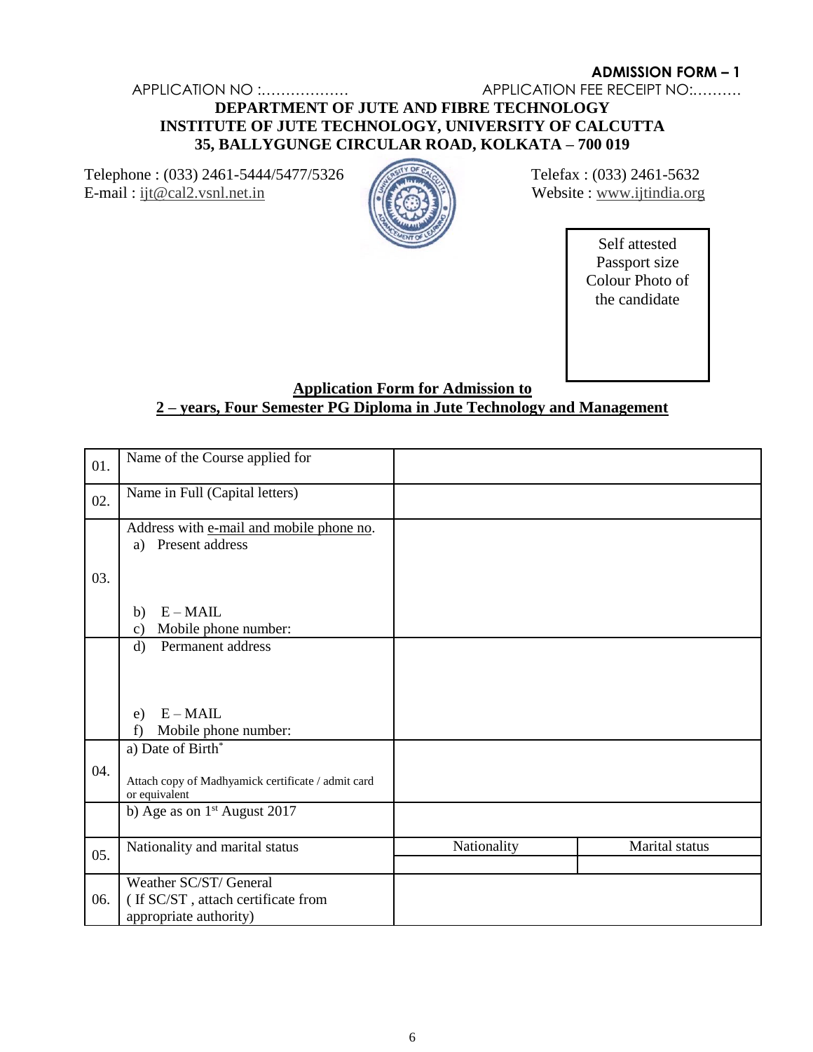**ADMISSION FORM – 1**

APPLICATION NO :……………… APPLICATION FEE RECEIPT NO:……….

**DEPARTMENT OF JUTE AND FIBRE TECHNOLOGY**
**INSTITUTE OF JUTE TECHNOLOGY, UNIVERSITY OF CALCUTTA**
**35, BALLYGUNGE CIRCULAR ROAD, KOLKATA – 700 019**

Telephone : (033) 2461-5444/5477/5326
E-mail : ijt@cal2.vsnl.net.in

Telefax : (033) 2461-5632
Website : www.ijtindia.org

Self attested Passport size Colour Photo of the candidate

**Application Form for Admission to**
**2 – years, Four Semester PG Diploma in Jute Technology and Management**

| | | | |
|---|---|---|---|
| 01. | Name of the Course applied for | | |
| 02. | Name in Full (Capital letters) | | |
| 03. | Address with e-mail and mobile phone no.<br>a) Present address<br><br>b) E – MAIL<br>c) Mobile phone number: | | |
| | d) Permanent address<br><br>e) E – MAIL<br>f) Mobile phone number: | | |
| 04. | a) Date of Birth*<br><br>Attach copy of Madhyamick certificate / admit card or equivalent | | |
| | b) Age as on 1st August 2017 | | |
| 05. | Nationality and marital status | Nationality | Marital status |
| | | | |
| 06. | Weather SC/ST/ General<br>( If SC/ST , attach certificate from appropriate authority) | | |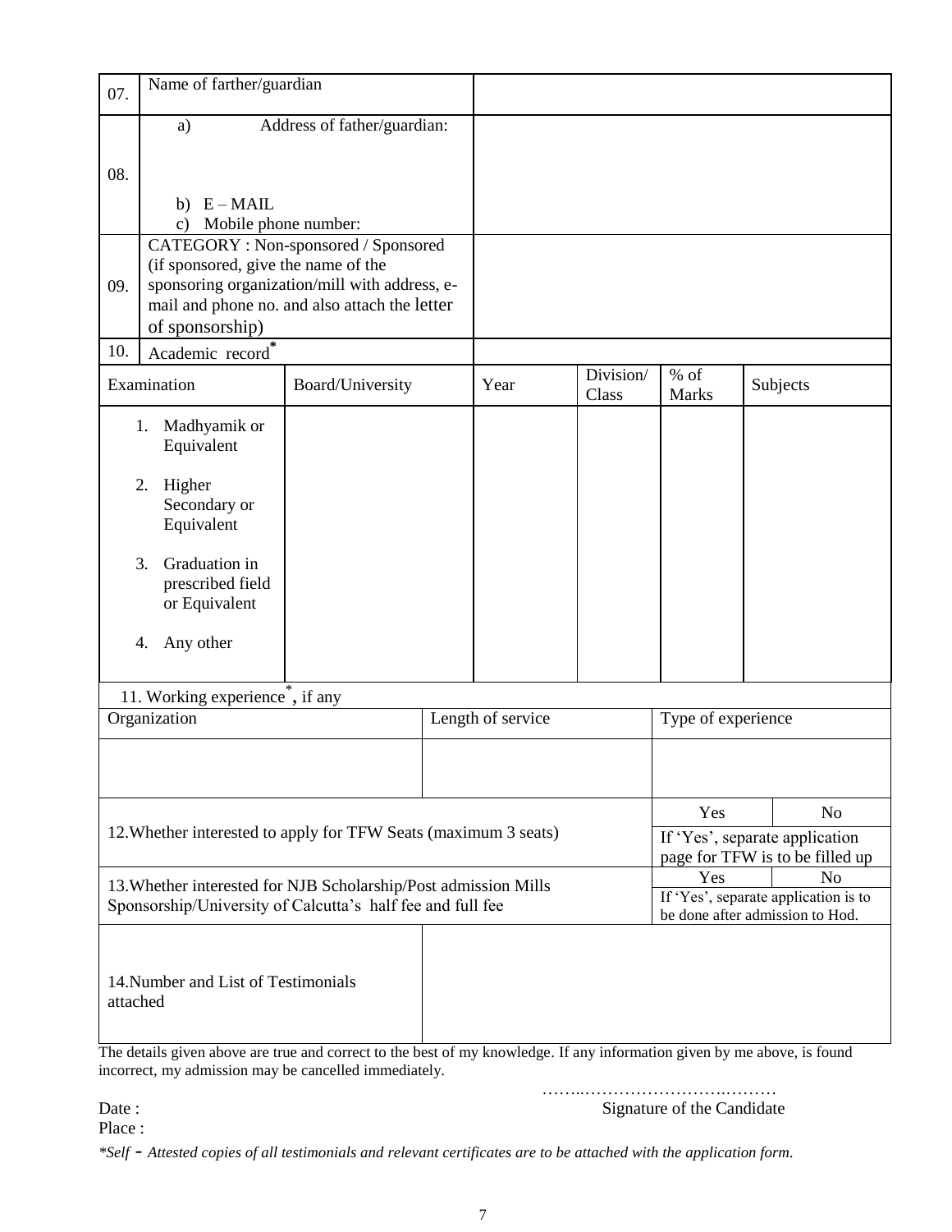| 07. | Name of farther/guardian | |
|---|---|---|
| 08. | a) Address of father/guardian:<br><br>b) E – MAIL<br>c) Mobile phone number: | |
| 09. | CATEGORY : Non-sponsored / Sponsored (if sponsored, give the name of the sponsoring organization/mill with address, e-mail and phone no. and also attach the letter of sponsorship) | |
| 10. | Academic record* | |

| Examination | Board/University | Year | Division/ Class | % of Marks | Subjects |
|---|---|---|---|---|---|
| 1. Madhyamik or Equivalent | | | | | |
| 2. Higher Secondary or Equivalent | | | | | |
| 3. Graduation in prescribed field or Equivalent | | | | | |
| 4. Any other | | | | | |

11. Working experience*, if any

| Organization | Length of service | Type of experience |
|---|---|---|
| | | |

| | Yes | No |
|---|---|---|
| 12. Whether interested to apply for TFW Seats (maximum 3 seats) | If 'Yes', separate application page for TFW is to be filled up | |
| 13. Whether interested for NJB Scholarship/Post admission Mills Sponsorship/University of Calcutta's half fee and full fee | Yes | No |
| | If 'Yes', separate application is to be done after admission to Hod. | |

| 14. Number and List of Testimonials attached | |
|---|---|

The details given above are true and correct to the best of my knowledge. If any information given by me above, is found incorrect, my admission may be cancelled immediately.

……..……………………….………

Date : Signature of the Candidate

Place :

*\*Self - Attested copies of all testimonials and relevant certificates are to be attached with the application form.*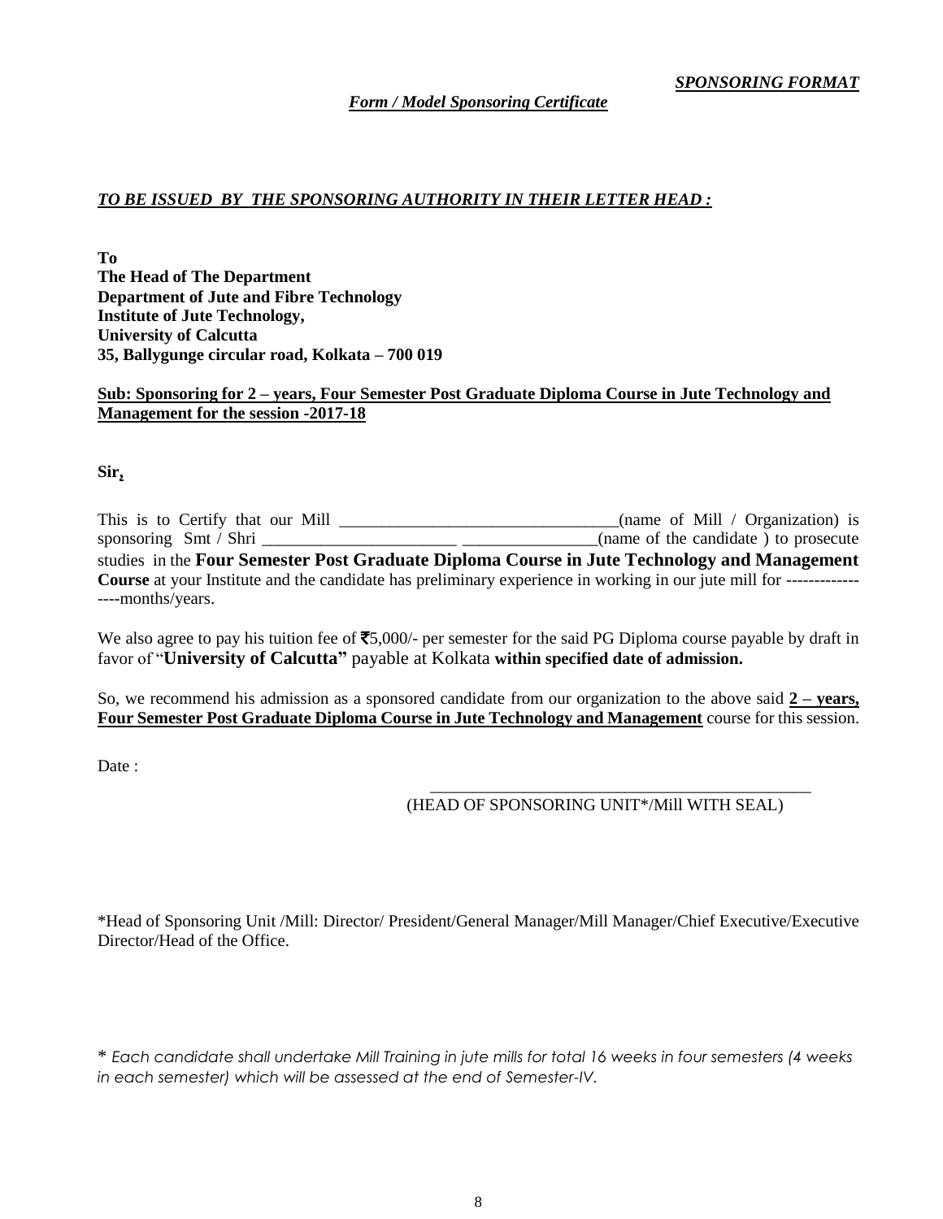***SPONSORING FORMAT***

***Form / Model Sponsoring Certificate***

***TO BE ISSUED BY THE SPONSORING AUTHORITY IN THEIR LETTER HEAD :***

**To**
**The Head of The Department**
**Department of Jute and Fibre Technology**
**Institute of Jute Technology,**
**University of Calcutta**
**35, Ballygunge circular road, Kolkata – 700 019**

**Sub: Sponsoring for 2 – years, Four Semester Post Graduate Diploma Course in Jute Technology and Management for the session -2017-18**

**Sir,**

This is to Certify that our Mill _________________________________(name of Mill / Organization) is sponsoring Smt / Shri _______________________ ________________(name of the candidate ) to prosecute studies in the **Four Semester Post Graduate Diploma Course in Jute Technology and Management Course** at your Institute and the candidate has preliminary experience in working in our jute mill for ----------------months/years.

We also agree to pay his tuition fee of ₹5,000/- per semester for the said PG Diploma course payable by draft in favor of "**University of Calcutta"** payable at Kolkata **within specified date of admission.**

So, we recommend his admission as a sponsored candidate from our organization to the above said **2 – years, Four Semester Post Graduate Diploma Course in Jute Technology and Management** course for this session.

Date :

_______________________________________________
(HEAD OF SPONSORING UNIT*/Mill WITH SEAL)

*Head of Sponsoring Unit /Mill: Director/ President/General Manager/Mill Manager/Chief Executive/Executive Director/Head of the Office.

* *Each candidate shall undertake Mill Training in jute mills for total 16 weeks in four semesters (4 weeks in each semester) which will be assessed at the end of Semester-IV.*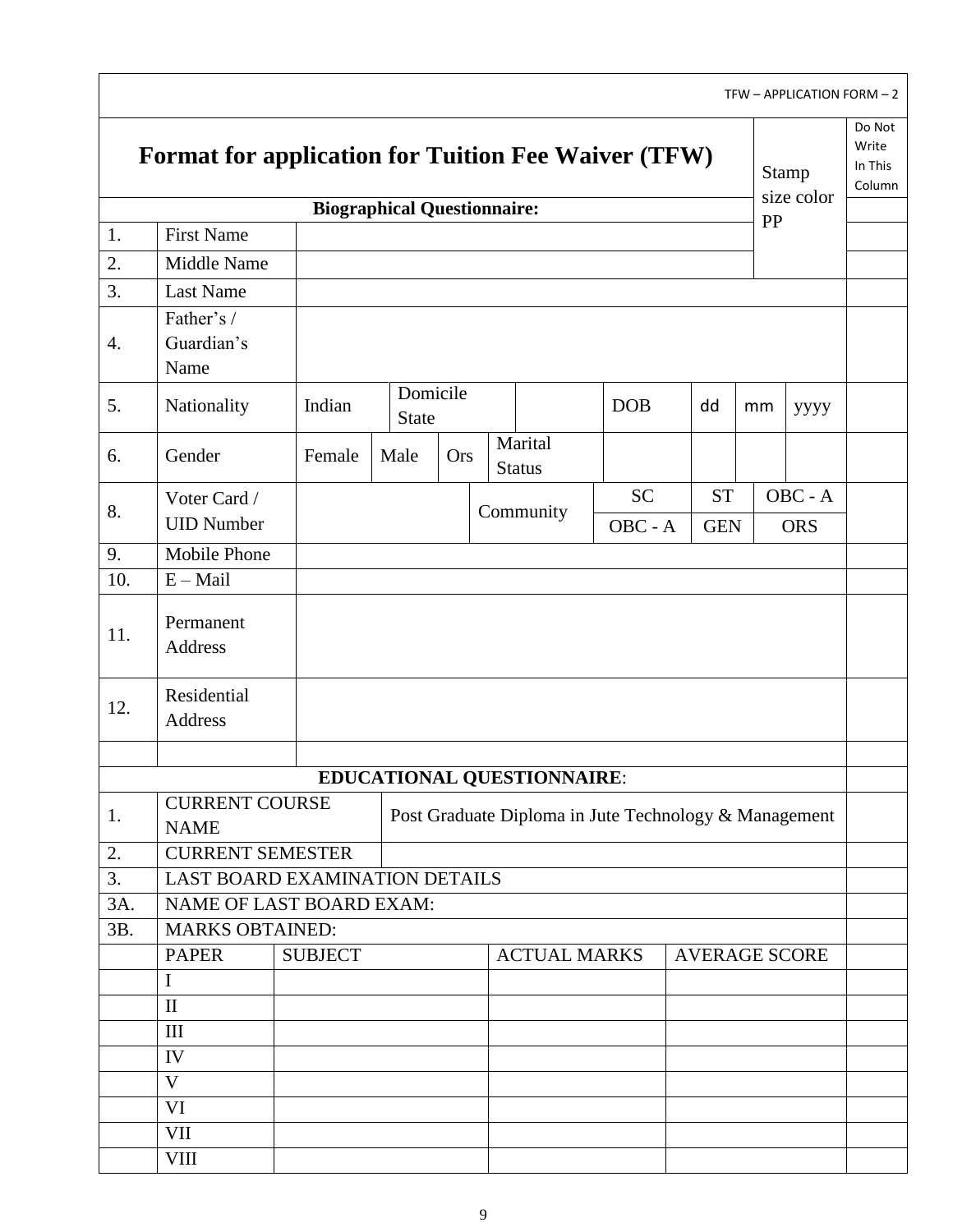TFW – APPLICATION FORM – 2

# Format for application for Tuition Fee Waiver (TFW)

Stamp size color PP

Do Not Write In This Column

**Biographical Questionnaire:**

| | | | | | | | | | |
|---|---|---|---|---|---|---|---|---|---|
| 1. | First Name | | | | | | | | |
| 2. | Middle Name | | | | | | | | |
| 3. | Last Name | | | | | | | | |
| 4. | Father's / Guardian's Name | | | | | | | | |
| 5. | Nationality | Indian | Domicile State | | DOB | dd | mm | yyyy | |
| 6. | Gender | Female | Male | Ors | Marital Status | | | | |
| 8. | Voter Card / UID Number | | Community | SC | ST | OBC - A | | | |
| | | | | OBC - A | GEN | ORS | | | |
| 9. | Mobile Phone | | | | | | | | |
| 10. | E – Mail | | | | | | | | |
| 11. | Permanent Address | | | | | | | | |
| 12. | Residential Address | | | | | | | | |
| | | | | | | | | | |

**EDUCATIONAL QUESTIONNAIRE**:

| | | | | | |
|---|---|---|---|---|---|
| 1. | CURRENT COURSE NAME | Post Graduate Diploma in Jute Technology & Management | | | |
| 2. | CURRENT SEMESTER | | | | |
| 3. | LAST BOARD EXAMINATION DETAILS | | | | |
| 3A. | NAME OF LAST BOARD EXAM: | | | | |
| 3B. | MARKS OBTAINED: | | | | |
| | PAPER | SUBJECT | ACTUAL MARKS | AVERAGE SCORE | |
| | I | | | | |
| | II | | | | |
| | III | | | | |
| | IV | | | | |
| | V | | | | |
| | VI | | | | |
| | VII | | | | |
| | VIII | | | | |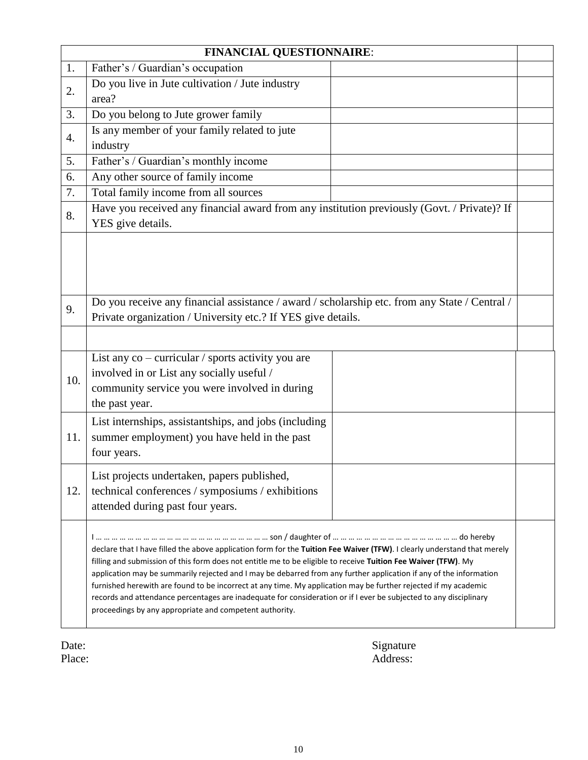| FINANCIAL QUESTIONNAIRE: | | | |
|---|---|---|---|
| 1. | Father's / Guardian's occupation | | |
| 2. | Do you live in Jute cultivation / Jute industry area? | | |
| 3. | Do you belong to Jute grower family | | |
| 4. | Is any member of your family related to jute industry | | |
| 5. | Father's / Guardian's monthly income | | |
| 6. | Any other source of family income | | |
| 7. | Total family income from all sources | | |
| 8. | Have you received any financial award from any institution previously (Govt. / Private)? If YES give details. | | |
| | | | |
| 9. | Do you receive any financial assistance / award / scholarship etc. from any State / Central / Private organization / University etc.? If YES give details. | | |
| | | | |
| 10. | List any co – curricular / sports activity you are involved in or List any socially useful / community service you were involved in during the past year. | | |
| 11. | List internships, assistantships, and jobs (including summer employment) you have held in the past four years. | | |
| 12. | List projects undertaken, papers published, technical conferences / symposiums / exhibitions attended during past four years. | | |
| | I … … … … … … … … … … … … … … … … … … … … … son / daughter of … … … … … … … … … … … … … … … do hereby declare that I have filled the above application form for the **Tuition Fee Waiver (TFW)**. I clearly understand that merely filling and submission of this form does not entitle me to be eligible to receive **Tuition Fee Waiver (TFW)**. My application may be summarily rejected and I may be debarred from any further application if any of the information furnished herewith are found to be incorrect at any time. My application may be further rejected if my academic records and attendance percentages are inadequate for consideration or if I ever be subjected to any disciplinary proceedings by any appropriate and competent authority. | | |

Date: Signature

Place: Address: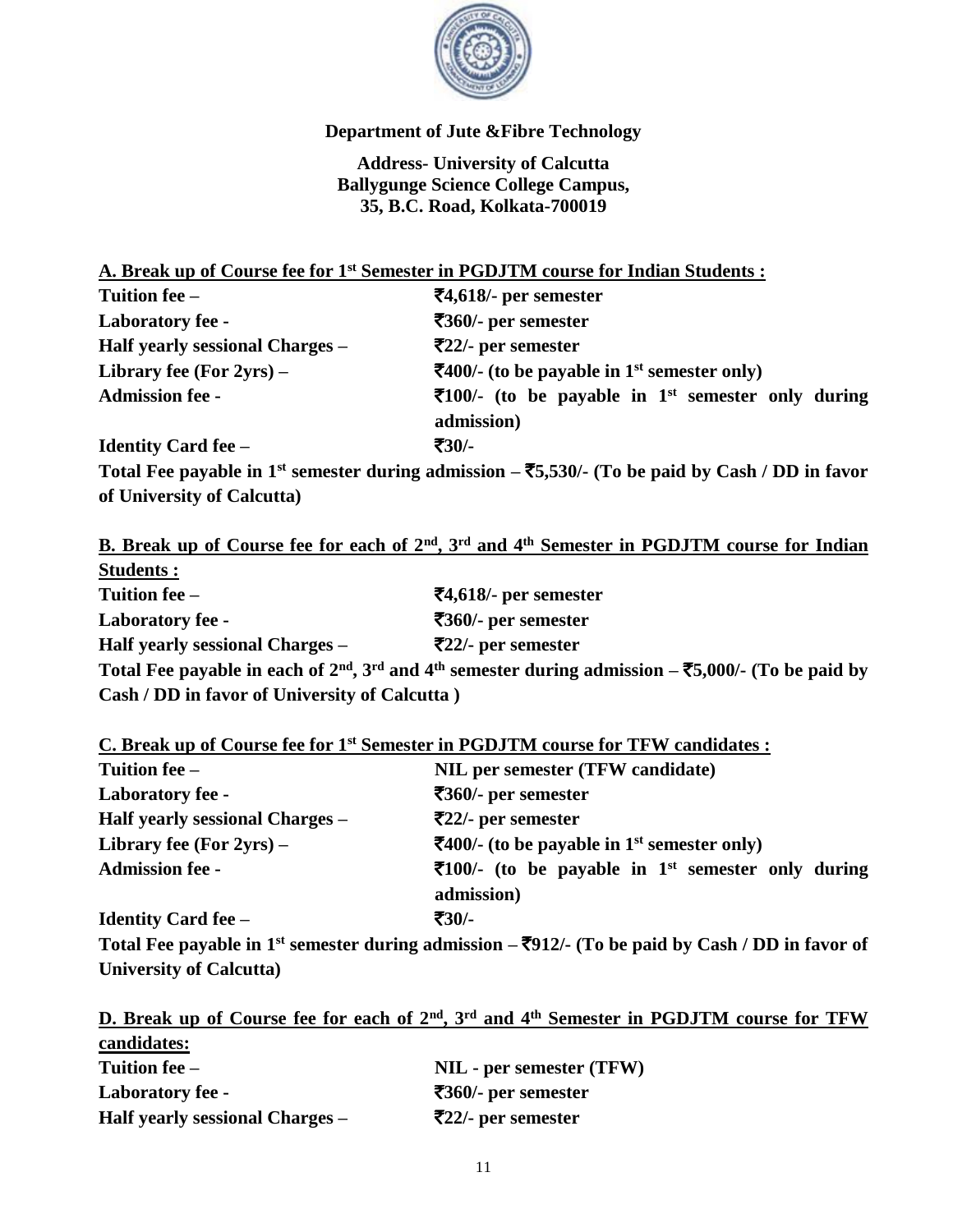**Department of Jute &Fibre Technology**

**Address- University of Calcutta**
**Ballygunge Science College Campus,**
**35, B.C. Road, Kolkata-700019**

**A. Break up of Course fee for 1st Semester in PGDJTM course for Indian Students :**

**Tuition fee –** **₹4,618/- per semester**
**Laboratory fee -** **₹360/- per semester**
**Half yearly sessional Charges –** **₹22/- per semester**
**Library fee (For 2yrs) –** **₹400/- (to be payable in 1st semester only)**
**Admission fee -** **₹100/- (to be payable in 1st semester only during admission)**
**Identity Card fee –** **₹30/-**

**Total Fee payable in 1st semester during admission – ₹5,530/- (To be paid by Cash / DD in favor of University of Calcutta)**

**B. Break up of Course fee for each of 2nd, 3rd and 4th Semester in PGDJTM course for Indian Students :**

**Tuition fee –** **₹4,618/- per semester**
**Laboratory fee -** **₹360/- per semester**
**Half yearly sessional Charges –** **₹22/- per semester**

**Total Fee payable in each of 2nd, 3rd and 4th semester during admission – ₹5,000/- (To be paid by Cash / DD in favor of University of Calcutta )**

**C. Break up of Course fee for 1st Semester in PGDJTM course for TFW candidates :**

**Tuition fee –** **NIL per semester (TFW candidate)**
**Laboratory fee -** **₹360/- per semester**
**Half yearly sessional Charges –** **₹22/- per semester**
**Library fee (For 2yrs) –** **₹400/- (to be payable in 1st semester only)**
**Admission fee -** **₹100/- (to be payable in 1st semester only during admission)**
**Identity Card fee –** **₹30/-**

**Total Fee payable in 1st semester during admission – ₹912/- (To be paid by Cash / DD in favor of University of Calcutta)**

**D. Break up of Course fee for each of 2nd, 3rd and 4th Semester in PGDJTM course for TFW candidates:**

**Tuition fee –** **NIL - per semester (TFW)**
**Laboratory fee -** **₹360/- per semester**
**Half yearly sessional Charges –** **₹22/- per semester**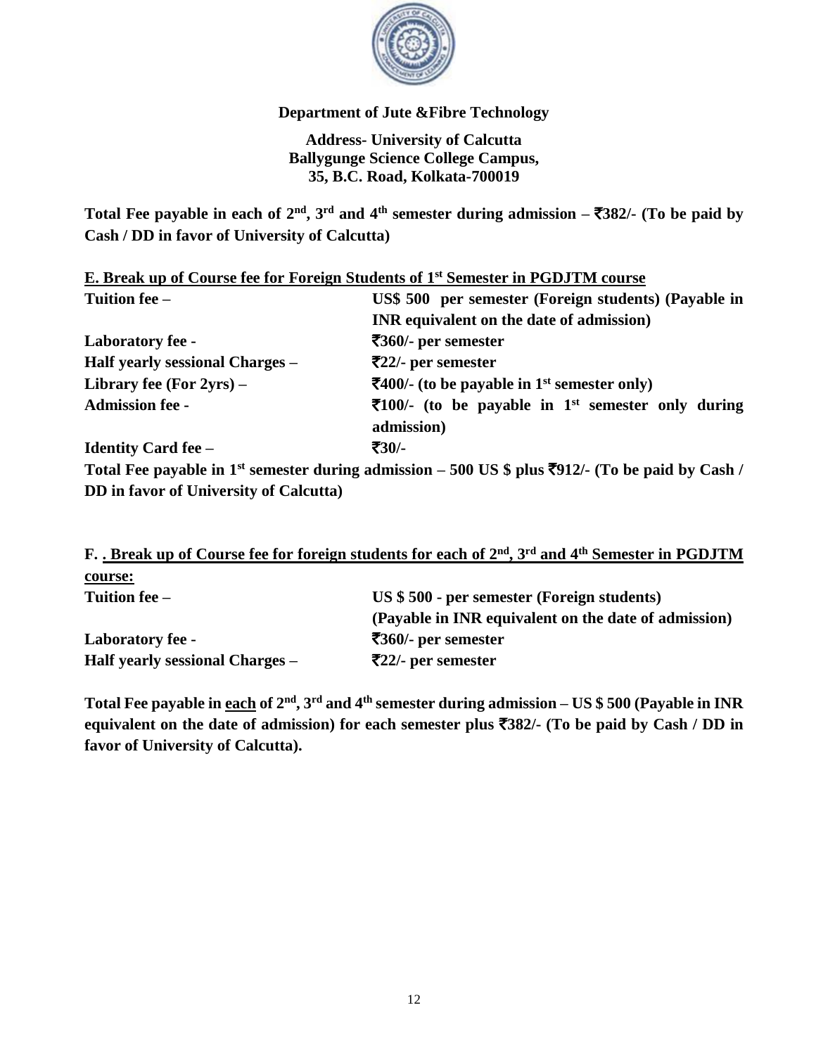**Department of Jute &Fibre Technology**

**Address- University of Calcutta**
**Ballygunge Science College Campus,**
**35, B.C. Road, Kolkata-700019**

**Total Fee payable in each of 2nd, 3rd and 4th semester during admission – ₹382/- (To be paid by Cash / DD in favor of University of Calcutta)**

**E. Break up of Course fee for Foreign Students of 1st Semester in PGDJTM course**

| | |
|---|---|
| **Tuition fee –** | **US$ 500 per semester (Foreign students) (Payable in INR equivalent on the date of admission)** |
| **Laboratory fee -** | **₹360/- per semester** |
| **Half yearly sessional Charges –** | **₹22/- per semester** |
| **Library fee (For 2yrs) –** | **₹400/- (to be payable in 1st semester only)** |
| **Admission fee -** | **₹100/- (to be payable in 1st semester only during admission)** |
| **Identity Card fee –** | **₹30/-** |

**Total Fee payable in 1st semester during admission – 500 US $ plus ₹912/- (To be paid by Cash / DD in favor of University of Calcutta)**

**F. . Break up of Course fee for foreign students for each of 2nd, 3rd and 4th Semester in PGDJTM course:**

| | |
|---|---|
| **Tuition fee –** | **US $ 500 - per semester (Foreign students) (Payable in INR equivalent on the date of admission)** |
| **Laboratory fee -** | **₹360/- per semester** |
| **Half yearly sessional Charges –** | **₹22/- per semester** |

**Total Fee payable in each of 2nd, 3rd and 4th semester during admission – US $ 500 (Payable in INR equivalent on the date of admission) for each semester plus ₹382/- (To be paid by Cash / DD in favor of University of Calcutta).**